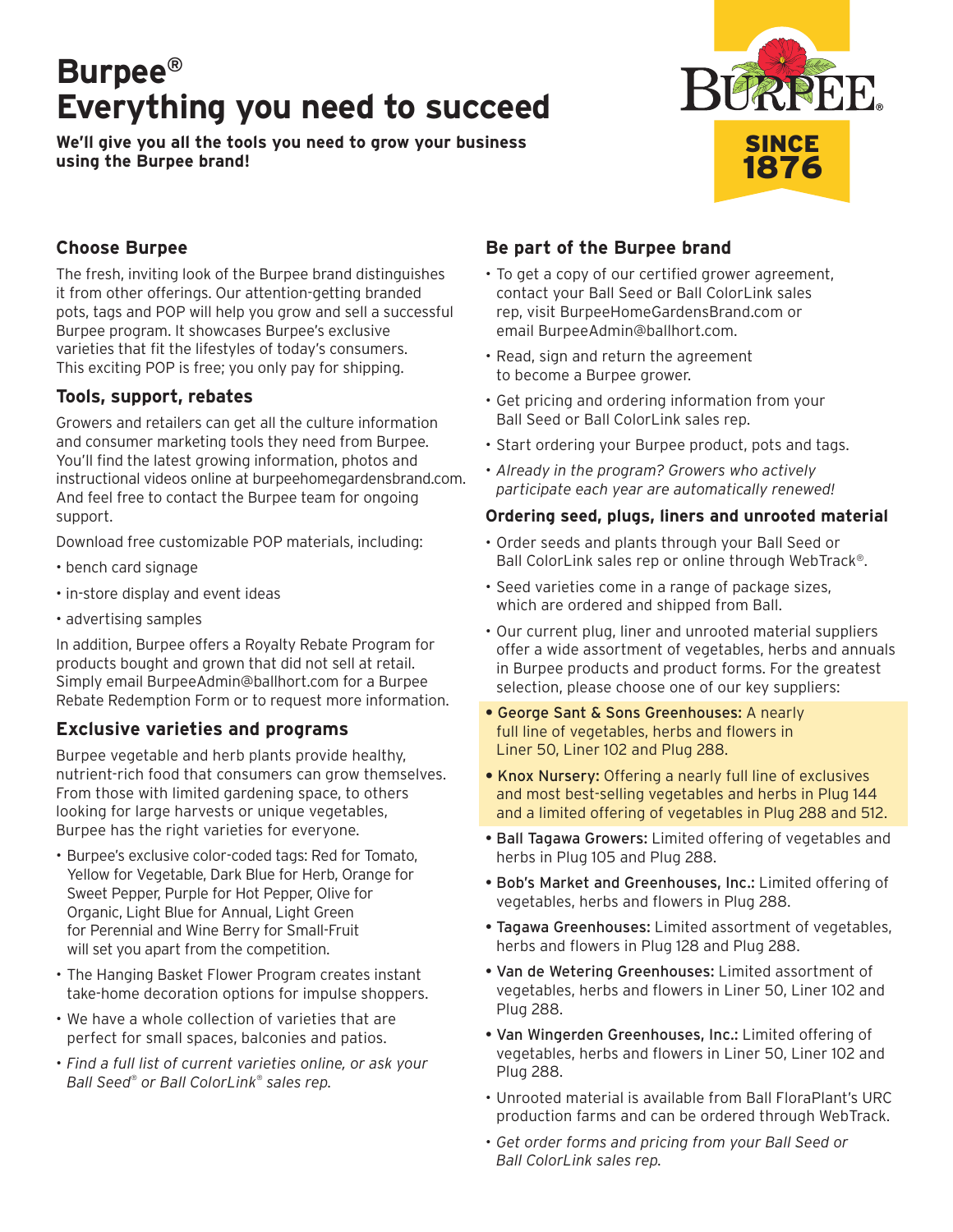# Burpee®
# Everything you need to succeed

**We'll give you all the tools you need to grow your business using the Burpee brand!**

BURPEE® SINCE 1876

## Choose Burpee

The fresh, inviting look of the Burpee brand distinguishes it from other offerings. Our attention-getting branded pots, tags and POP will help you grow and sell a successful Burpee program. It showcases Burpee's exclusive varieties that fit the lifestyles of today's consumers. This exciting POP is free; you only pay for shipping.

## Tools, support, rebates

Growers and retailers can get all the culture information and consumer marketing tools they need from Burpee. You'll find the latest growing information, photos and instructional videos online at burpeehomegardensbrand.com. And feel free to contact the Burpee team for ongoing support.

Download free customizable POP materials, including:

- bench card signage
- in-store display and event ideas
- advertising samples

In addition, Burpee offers a Royalty Rebate Program for products bought and grown that did not sell at retail. Simply email BurpeeAdmin@ballhort.com for a Burpee Rebate Redemption Form or to request more information.

## Exclusive varieties and programs

Burpee vegetable and herb plants provide healthy, nutrient-rich food that consumers can grow themselves. From those with limited gardening space, to others looking for large harvests or unique vegetables, Burpee has the right varieties for everyone.

- Burpee's exclusive color-coded tags: Red for Tomato, Yellow for Vegetable, Dark Blue for Herb, Orange for Sweet Pepper, Purple for Hot Pepper, Olive for Organic, Light Blue for Annual, Light Green for Perennial and Wine Berry for Small-Fruit will set you apart from the competition.
- The Hanging Basket Flower Program creates instant take-home decoration options for impulse shoppers.
- We have a whole collection of varieties that are perfect for small spaces, balconies and patios.
- *Find a full list of current varieties online, or ask your Ball Seed® or Ball ColorLink® sales rep.*

## Be part of the Burpee brand

- To get a copy of our certified grower agreement, contact your Ball Seed or Ball ColorLink sales rep, visit BurpeeHomeGardensBrand.com or email BurpeeAdmin@ballhort.com.
- Read, sign and return the agreement to become a Burpee grower.
- Get pricing and ordering information from your Ball Seed or Ball ColorLink sales rep.
- Start ordering your Burpee product, pots and tags.
- *Already in the program? Growers who actively participate each year are automatically renewed!*

### Ordering seed, plugs, liners and unrooted material

- Order seeds and plants through your Ball Seed or Ball ColorLink sales rep or online through WebTrack®.
- Seed varieties come in a range of package sizes, which are ordered and shipped from Ball.
- Our current plug, liner and unrooted material suppliers offer a wide assortment of vegetables, herbs and annuals in Burpee products and product forms. For the greatest selection, please choose one of our key suppliers:
- **George Sant & Sons Greenhouses:** A nearly full line of vegetables, herbs and flowers in Liner 50, Liner 102 and Plug 288.
- **Knox Nursery:** Offering a nearly full line of exclusives and most best-selling vegetables and herbs in Plug 144 and a limited offering of vegetables in Plug 288 and 512.
- **Ball Tagawa Growers:** Limited offering of vegetables and herbs in Plug 105 and Plug 288.
- **Bob's Market and Greenhouses, Inc.:** Limited offering of vegetables, herbs and flowers in Plug 288.
- **Tagawa Greenhouses:** Limited assortment of vegetables, herbs and flowers in Plug 128 and Plug 288.
- **Van de Wetering Greenhouses:** Limited assortment of vegetables, herbs and flowers in Liner 50, Liner 102 and Plug 288.
- **Van Wingerden Greenhouses, Inc.:** Limited offering of vegetables, herbs and flowers in Liner 50, Liner 102 and Plug 288.
- Unrooted material is available from Ball FloraPlant's URC production farms and can be ordered through WebTrack.
- *Get order forms and pricing from your Ball Seed or Ball ColorLink sales rep.*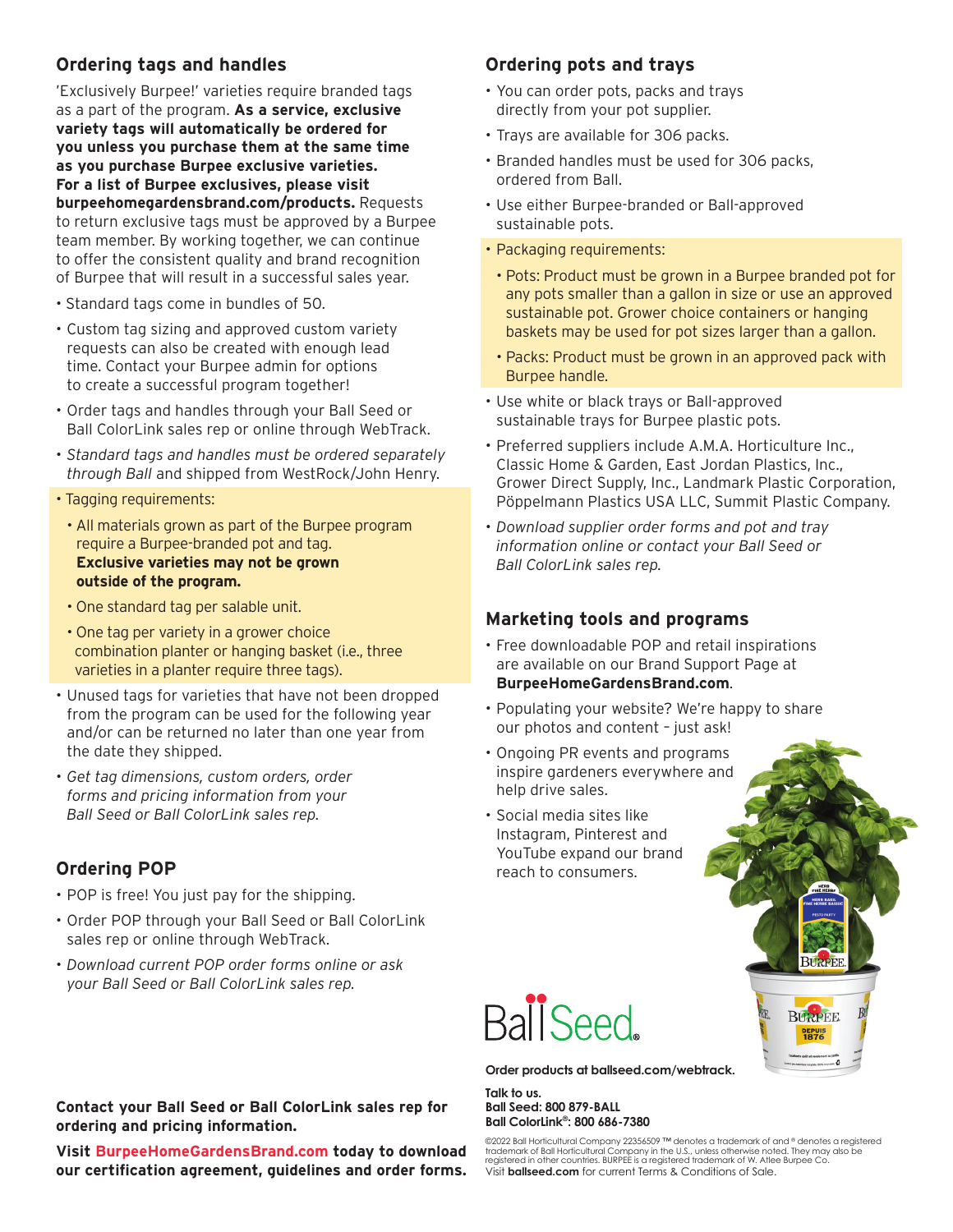## Ordering tags and handles

'Exclusively Burpee!' varieties require branded tags as a part of the program. **As a service, exclusive variety tags will automatically be ordered for you unless you purchase them at the same time as you purchase Burpee exclusive varieties. For a list of Burpee exclusives, please visit burpeehomegardensbrand.com/products.** Requests to return exclusive tags must be approved by a Burpee team member. By working together, we can continue to offer the consistent quality and brand recognition of Burpee that will result in a successful sales year.

- Standard tags come in bundles of 50.
- Custom tag sizing and approved custom variety requests can also be created with enough lead time. Contact your Burpee admin for options to create a successful program together!
- Order tags and handles through your Ball Seed or Ball ColorLink sales rep or online through WebTrack.
- *Standard tags and handles must be ordered separately through Ball* and shipped from WestRock/John Henry.
- Tagging requirements:
  - All materials grown as part of the Burpee program require a Burpee-branded pot and tag. **Exclusive varieties may not be grown outside of the program.**
  - One standard tag per salable unit.
  - One tag per variety in a grower choice combination planter or hanging basket (i.e., three varieties in a planter require three tags).
- Unused tags for varieties that have not been dropped from the program can be used for the following year and/or can be returned no later than one year from the date they shipped.
- *Get tag dimensions, custom orders, order forms and pricing information from your Ball Seed or Ball ColorLink sales rep.*

## Ordering POP

- POP is free! You just pay for the shipping.
- Order POP through your Ball Seed or Ball ColorLink sales rep or online through WebTrack.
- *Download current POP order forms online or ask your Ball Seed or Ball ColorLink sales rep.*

**Contact your Ball Seed or Ball ColorLink sales rep for ordering and pricing information.**

**Visit BurpeeHomeGardensBrand.com today to download our certification agreement, guidelines and order forms.**

## Ordering pots and trays

- You can order pots, packs and trays directly from your pot supplier.
- Trays are available for 306 packs.
- Branded handles must be used for 306 packs, ordered from Ball.
- Use either Burpee-branded or Ball-approved sustainable pots.
- Packaging requirements:
  - Pots: Product must be grown in a Burpee branded pot for any pots smaller than a gallon in size or use an approved sustainable pot. Grower choice containers or hanging baskets may be used for pot sizes larger than a gallon.
  - Packs: Product must be grown in an approved pack with Burpee handle.
- Use white or black trays or Ball-approved sustainable trays for Burpee plastic pots.
- Preferred suppliers include A.M.A. Horticulture Inc., Classic Home & Garden, East Jordan Plastics, Inc., Grower Direct Supply, Inc., Landmark Plastic Corporation, Pöppelmann Plastics USA LLC, Summit Plastic Company.
- *Download supplier order forms and pot and tray information online or contact your Ball Seed or Ball ColorLink sales rep.*

## Marketing tools and programs

- Free downloadable POP and retail inspirations are available on our Brand Support Page at **BurpeeHomeGardensBrand.com**.
- Populating your website? We're happy to share our photos and content – just ask!
- Ongoing PR events and programs inspire gardeners everywhere and help drive sales.
- Social media sites like Instagram, Pinterest and YouTube expand our brand reach to consumers.

Ball Seed

**Order products at ballseed.com/webtrack.**

**Talk to us.**
**Ball Seed: 800 879-BALL**
**Ball ColorLink®: 800 686-7380**

©2022 Ball Horticultural Company 22356509 ™ denotes a trademark of and ® denotes a registered trademark of Ball Horticultural Company in the U.S., unless otherwise noted. They may also be registered in other countries. BURPEE is a registered trademark of W. Atlee Burpee Co.
Visit **ballseed.com** for current Terms & Conditions of Sale.